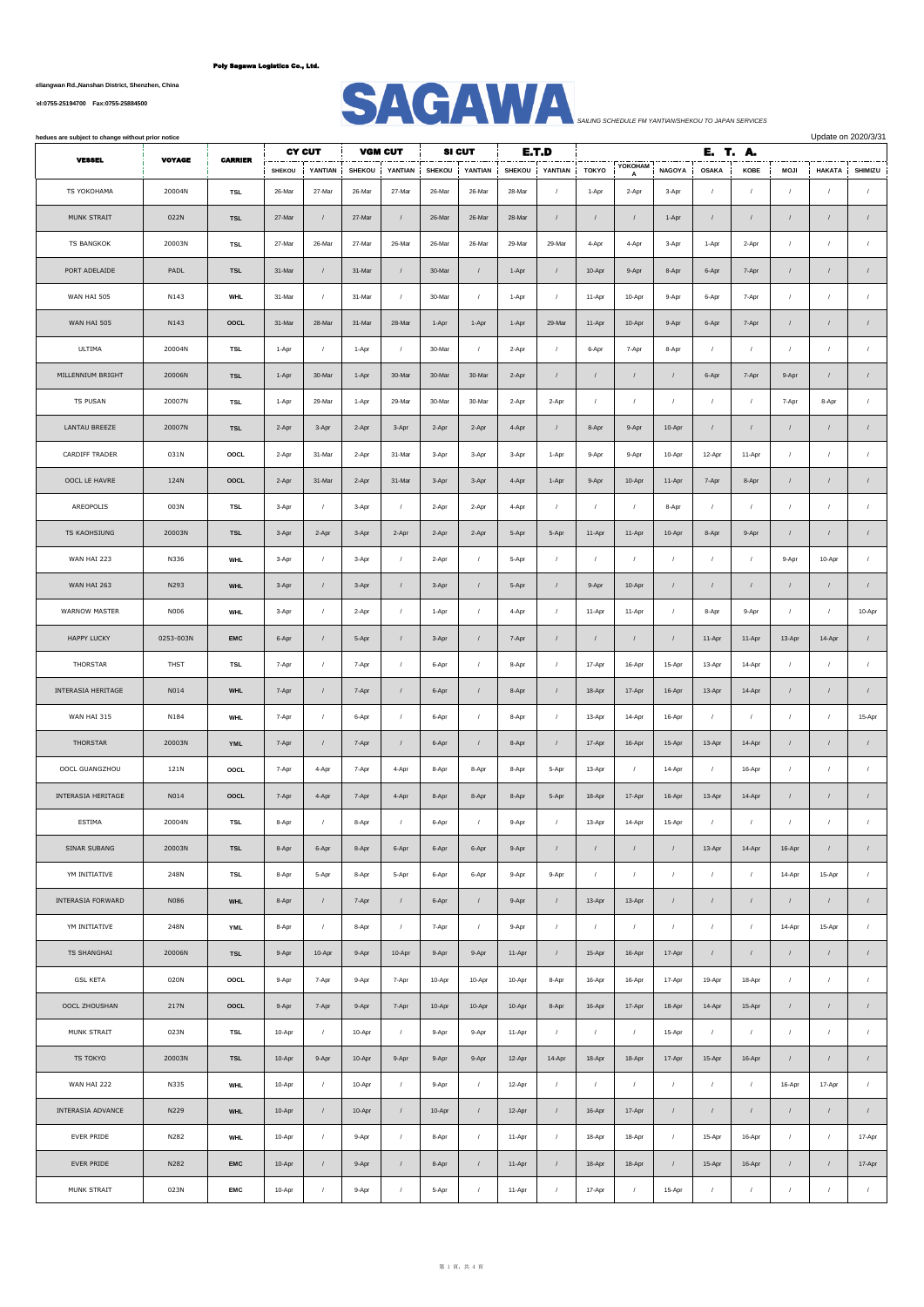**Poly Sagawa Logistics Co., Ltd.**

eliangwan Rd.,Nanshan District, Shenzhen, China

el:0755-25194700 Fax:0755-25884500

# SAGAWA

*SAILING SCHEDULE FM YANTIAN/SHEKOU TO JAPAN SERVICES*

hedues are subject to change without prior notice

Update on 2020/3/31

| VESSEL | VOYAGE | CARRIER | CY CUT | | VGM CUT | | SI CUT | | E.T.D | | E. T. A. | | | | | | | |
|---|---|---|---|---|---|---|---|---|---|---|---|---|---|---|---|---|---|---|
| | | | SHEKOU | YANTIAN | SHEKOU | YANTIAN | SHEKOU | YANTIAN | SHEKOU | YANTIAN | TOKYO | YOKOHAMA | NAGOYA | OSAKA | KOBE | MOJI | HAKATA | SHIMIZU |
| TS YOKOHAMA | 20004N | TSL | 26-Mar | 27-Mar | 26-Mar | 27-Mar | 26-Mar | 26-Mar | 28-Mar | / | 1-Apr | 2-Apr | 3-Apr | / | / | / | / | / |
| MUNK STRAIT | 022N | TSL | 27-Mar | / | 27-Mar | / | 26-Mar | 26-Mar | 28-Mar | / | / | / | 1-Apr | / | / | / | / | / |
| TS BANGKOK | 20003N | TSL | 27-Mar | 26-Mar | 27-Mar | 26-Mar | 26-Mar | 26-Mar | 29-Mar | 29-Mar | 4-Apr | 4-Apr | 3-Apr | 1-Apr | 2-Apr | / | / | / |
| PORT ADELAIDE | PADL | TSL | 31-Mar | / | 31-Mar | / | 30-Mar | / | 1-Apr | / | 10-Apr | 9-Apr | 8-Apr | 6-Apr | 7-Apr | / | / | / |
| WAN HAI 505 | N143 | WHL | 31-Mar | / | 31-Mar | / | 30-Mar | / | 1-Apr | / | 11-Apr | 10-Apr | 9-Apr | 6-Apr | 7-Apr | / | / | / |
| WAN HAI 505 | N143 | OOCL | 31-Mar | 28-Mar | 31-Mar | 28-Mar | 1-Apr | 1-Apr | 1-Apr | 29-Mar | 11-Apr | 10-Apr | 9-Apr | 6-Apr | 7-Apr | / | / | / |
| ULTIMA | 20004N | TSL | 1-Apr | / | 1-Apr | / | 30-Mar | / | 2-Apr | / | 6-Apr | 7-Apr | 8-Apr | / | / | / | / | / |
| MILLENNIUM BRIGHT | 20006N | TSL | 1-Apr | 30-Mar | 1-Apr | 30-Mar | 30-Mar | 30-Mar | 2-Apr | / | / | / | / | 6-Apr | 7-Apr | 9-Apr | / | / |
| TS PUSAN | 20007N | TSL | 1-Apr | 29-Mar | 1-Apr | 29-Mar | 30-Mar | 30-Mar | 2-Apr | 2-Apr | / | / | / | / | / | 7-Apr | 8-Apr | / |
| LANTAU BREEZE | 20007N | TSL | 2-Apr | 3-Apr | 2-Apr | 3-Apr | 2-Apr | 2-Apr | 4-Apr | / | 8-Apr | 9-Apr | 10-Apr | / | / | / | / | / |
| CARDIFF TRADER | 031N | OOCL | 2-Apr | 31-Mar | 2-Apr | 31-Mar | 3-Apr | 3-Apr | 3-Apr | 1-Apr | 9-Apr | 9-Apr | 10-Apr | 12-Apr | 11-Apr | / | / | / |
| OOCL LE HAVRE | 124N | OOCL | 2-Apr | 31-Mar | 2-Apr | 31-Mar | 3-Apr | 3-Apr | 4-Apr | 1-Apr | 9-Apr | 10-Apr | 11-Apr | 7-Apr | 8-Apr | / | / | / |
| AREOPOLIS | 003N | TSL | 3-Apr | / | 3-Apr | / | 2-Apr | 2-Apr | 4-Apr | / | / | / | 8-Apr | / | / | / | / | / |
| TS KAOHSIUNG | 20003N | TSL | 3-Apr | 2-Apr | 3-Apr | 2-Apr | 2-Apr | 2-Apr | 5-Apr | 5-Apr | 11-Apr | 11-Apr | 10-Apr | 8-Apr | 9-Apr | / | / | / |
| WAN HAI 223 | N336 | WHL | 3-Apr | / | 3-Apr | / | 2-Apr | / | 5-Apr | / | / | / | / | / | / | 9-Apr | 10-Apr | / |
| WAN HAI 263 | N293 | WHL | 3-Apr | / | 3-Apr | / | 3-Apr | / | 5-Apr | / | 9-Apr | 10-Apr | / | / | / | / | / | / |
| WARNOW MASTER | N006 | WHL | 3-Apr | / | 2-Apr | / | 1-Apr | / | 4-Apr | / | 11-Apr | 11-Apr | / | 8-Apr | 9-Apr | / | / | 10-Apr |
| HAPPY LUCKY | 0253-003N | EMC | 6-Apr | / | 5-Apr | / | 3-Apr | / | 7-Apr | / | / | / | / | 11-Apr | 11-Apr | 13-Apr | 14-Apr | / |
| THORSTAR | THST | TSL | 7-Apr | / | 7-Apr | / | 6-Apr | / | 8-Apr | / | 17-Apr | 16-Apr | 15-Apr | 13-Apr | 14-Apr | / | / | / |
| INTERASIA HERITAGE | N014 | WHL | 7-Apr | / | 7-Apr | / | 6-Apr | / | 8-Apr | / | 18-Apr | 17-Apr | 16-Apr | 13-Apr | 14-Apr | / | / | / |
| WAN HAI 315 | N184 | WHL | 7-Apr | / | 6-Apr | / | 6-Apr | / | 8-Apr | / | 13-Apr | 14-Apr | 16-Apr | / | / | / | / | 15-Apr |
| THORSTAR | 20003N | YML | 7-Apr | / | 7-Apr | / | 6-Apr | / | 8-Apr | / | 17-Apr | 16-Apr | 15-Apr | 13-Apr | 14-Apr | / | / | / |
| OOCL GUANGZHOU | 121N | OOCL | 7-Apr | 4-Apr | 7-Apr | 4-Apr | 8-Apr | 8-Apr | 8-Apr | 5-Apr | 13-Apr | / | 14-Apr | / | 16-Apr | / | / | / |
| INTERASIA HERITAGE | N014 | OOCL | 7-Apr | 4-Apr | 7-Apr | 4-Apr | 8-Apr | 8-Apr | 8-Apr | 5-Apr | 18-Apr | 17-Apr | 16-Apr | 13-Apr | 14-Apr | / | / | / |
| ESTIMA | 20004N | TSL | 8-Apr | / | 8-Apr | / | 6-Apr | / | 9-Apr | / | 13-Apr | 14-Apr | 15-Apr | / | / | / | / | / |
| SINAR SUBANG | 20003N | TSL | 8-Apr | 6-Apr | 8-Apr | 6-Apr | 6-Apr | 6-Apr | 9-Apr | / | / | / | / | 13-Apr | 14-Apr | 16-Apr | / | / |
| YM INITIATIVE | 248N | TSL | 8-Apr | 5-Apr | 8-Apr | 5-Apr | 6-Apr | 6-Apr | 9-Apr | 9-Apr | / | / | / | / | / | 14-Apr | 15-Apr | / |
| INTERASIA FORWARD | N086 | WHL | 8-Apr | / | 7-Apr | / | 6-Apr | / | 9-Apr | / | 13-Apr | 13-Apr | / | / | / | / | / | / |
| YM INITIATIVE | 248N | YML | 8-Apr | / | 8-Apr | / | 7-Apr | / | 9-Apr | / | / | / | / | / | / | 14-Apr | 15-Apr | / |
| TS SHANGHAI | 20006N | TSL | 9-Apr | 10-Apr | 9-Apr | 10-Apr | 9-Apr | 9-Apr | 11-Apr | / | 15-Apr | 16-Apr | 17-Apr | / | / | / | / | / |
| GSL KETA | 020N | OOCL | 9-Apr | 7-Apr | 9-Apr | 7-Apr | 10-Apr | 10-Apr | 10-Apr | 8-Apr | 16-Apr | 16-Apr | 17-Apr | 19-Apr | 18-Apr | / | / | / |
| OOCL ZHOUSHAN | 217N | OOCL | 9-Apr | 7-Apr | 9-Apr | 7-Apr | 10-Apr | 10-Apr | 10-Apr | 8-Apr | 16-Apr | 17-Apr | 18-Apr | 14-Apr | 15-Apr | / | / | / |
| MUNK STRAIT | 023N | TSL | 10-Apr | / | 10-Apr | / | 9-Apr | 9-Apr | 11-Apr | / | / | / | 15-Apr | / | / | / | / | / |
| TS TOKYO | 20003N | TSL | 10-Apr | 9-Apr | 10-Apr | 9-Apr | 9-Apr | 9-Apr | 12-Apr | 14-Apr | 18-Apr | 18-Apr | 17-Apr | 15-Apr | 16-Apr | / | / | / |
| WAN HAI 222 | N335 | WHL | 10-Apr | / | 10-Apr | / | 9-Apr | / | 12-Apr | / | / | / | / | / | / | 16-Apr | 17-Apr | / |
| INTERASIA ADVANCE | N229 | WHL | 10-Apr | / | 10-Apr | / | 10-Apr | / | 12-Apr | / | 16-Apr | 17-Apr | / | / | / | / | / | / |
| EVER PRIDE | N282 | WHL | 10-Apr | / | 9-Apr | / | 8-Apr | / | 11-Apr | / | 18-Apr | 18-Apr | / | 15-Apr | 16-Apr | / | / | 17-Apr |
| EVER PRIDE | N282 | EMC | 10-Apr | / | 9-Apr | / | 8-Apr | / | 11-Apr | / | 18-Apr | 18-Apr | / | 15-Apr | 16-Apr | / | / | 17-Apr |
| MUNK STRAIT | 023N | EMC | 10-Apr | / | 9-Apr | / | 5-Apr | / | 11-Apr | / | 17-Apr | / | 15-Apr | / | / | / | / | / |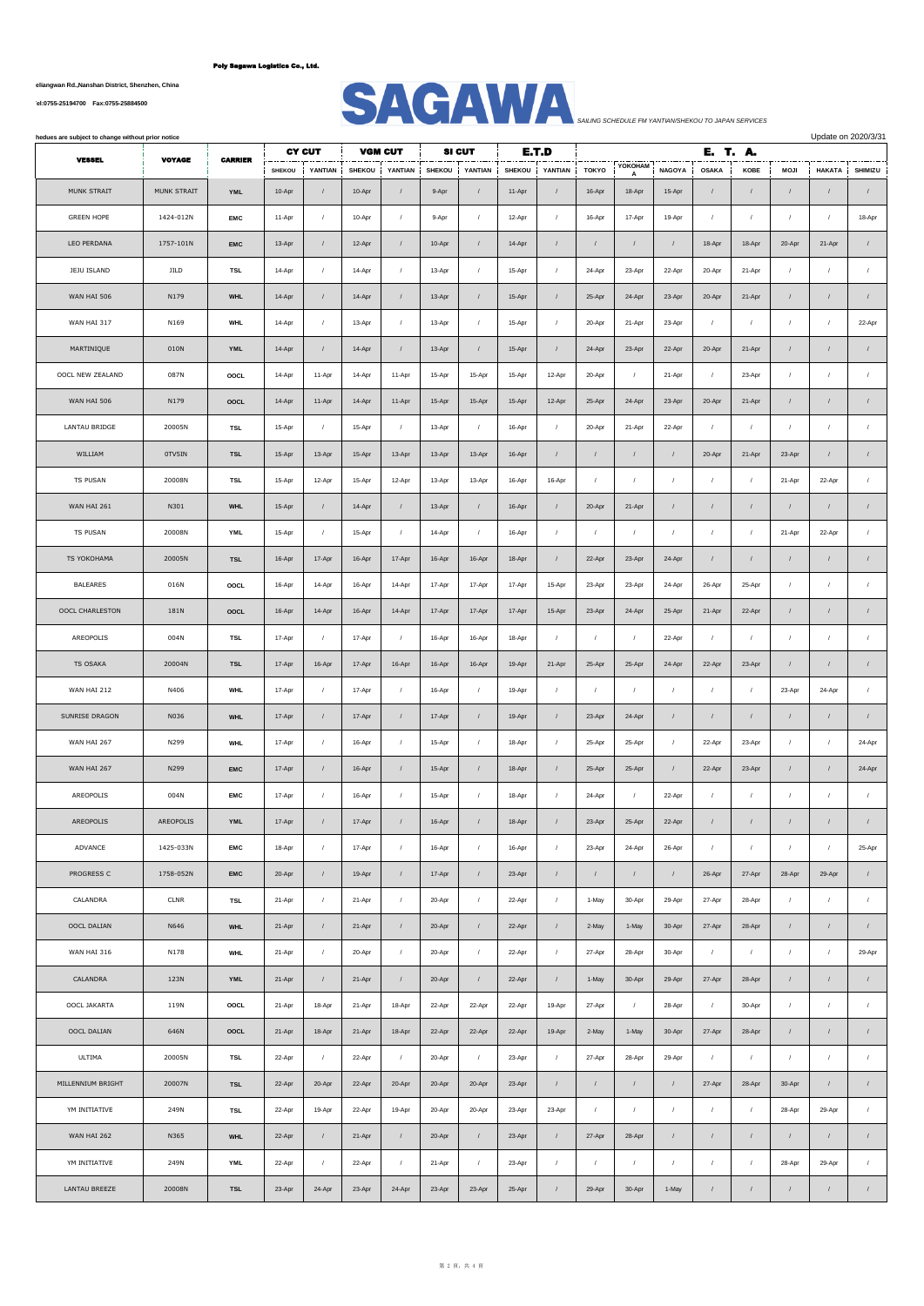**Poly Sagawa Logistics Co., Ltd.**

eliangwan Rd.,Nanshan District, Shenzhen, China

'el:0755-25194700 Fax:0755-25884500

# SAGAWA

SAILING SCHEDULE FM YANTIAN/SHEKOU TO JAPAN SERVICES

hedues are subject to change without prior notice

Update on 2020/3/31

| VESSEL | VOYAGE | CARRIER | CY CUT | | VGM CUT | | SI CUT | | E.T.D | | E. T. A. | | | | | | | | |
|---|---|---|---|---|---|---|---|---|---|---|---|---|---|---|---|---|---|---|---|
| | | | SHEKOU | YANTIAN | SHEKOU | YANTIAN | SHEKOU | YANTIAN | SHEKOU | YANTIAN | TOKYO | YOKOHAMA | NAGOYA | OSAKA | KOBE | MOJI | HAKATA | SHIMIZU |
| MUNK STRAIT | MUNK STRAIT | YML | 10-Apr | / | 10-Apr | / | 9-Apr | / | 11-Apr | / | 16-Apr | 18-Apr | 15-Apr | / | / | / | / | / |
| GREEN HOPE | 1424-012N | EMC | 11-Apr | / | 10-Apr | / | 9-Apr | / | 12-Apr | / | 16-Apr | 17-Apr | 19-Apr | / | / | / | / | 18-Apr |
| LEO PERDANA | 1757-101N | EMC | 13-Apr | / | 12-Apr | / | 10-Apr | / | 14-Apr | / | / | / | / | 18-Apr | 18-Apr | 20-Apr | 21-Apr | / |
| JEJU ISLAND | JILD | TSL | 14-Apr | / | 14-Apr | / | 13-Apr | / | 15-Apr | / | 24-Apr | 23-Apr | 22-Apr | 20-Apr | 21-Apr | / | / | / |
| WAN HAI 506 | N179 | WHL | 14-Apr | / | 14-Apr | / | 13-Apr | / | 15-Apr | / | 25-Apr | 24-Apr | 23-Apr | 20-Apr | 21-Apr | / | / | / |
| WAN HAI 317 | N169 | WHL | 14-Apr | / | 13-Apr | / | 13-Apr | / | 15-Apr | / | 20-Apr | 21-Apr | 23-Apr | / | / | / | / | 22-Apr |
| MARTINIQUE | 010N | YML | 14-Apr | / | 14-Apr | / | 13-Apr | / | 15-Apr | / | 24-Apr | 23-Apr | 22-Apr | 20-Apr | 21-Apr | / | / | / |
| OOCL NEW ZEALAND | 087N | OOCL | 14-Apr | 11-Apr | 14-Apr | 11-Apr | 15-Apr | 15-Apr | 15-Apr | 12-Apr | 20-Apr | / | 21-Apr | / | 23-Apr | / | / | / |
| WAN HAI 506 | N179 | OOCL | 14-Apr | 11-Apr | 14-Apr | 11-Apr | 15-Apr | 15-Apr | 15-Apr | 12-Apr | 25-Apr | 24-Apr | 23-Apr | 20-Apr | 21-Apr | / | / | / |
| LANTAU BRIDGE | 20005N | TSL | 15-Apr | / | 15-Apr | / | 13-Apr | / | 16-Apr | / | 20-Apr | 21-Apr | 22-Apr | / | / | / | / | / |
| WILLIAM | 0TVSIN | TSL | 15-Apr | 13-Apr | 15-Apr | 13-Apr | 13-Apr | 13-Apr | 16-Apr | / | / | / | / | 20-Apr | 21-Apr | 23-Apr | / | / |
| TS PUSAN | 20008N | TSL | 15-Apr | 12-Apr | 15-Apr | 12-Apr | 13-Apr | 13-Apr | 16-Apr | 16-Apr | / | / | / | / | / | 21-Apr | 22-Apr | / |
| WAN HAI 261 | N301 | WHL | 15-Apr | / | 14-Apr | / | 13-Apr | / | 16-Apr | / | 20-Apr | 21-Apr | / | / | / | / | / | / |
| TS PUSAN | 20008N | YML | 15-Apr | / | 15-Apr | / | 14-Apr | / | 16-Apr | / | / | / | / | / | / | 21-Apr | 22-Apr | / |
| TS YOKOHAMA | 20005N | TSL | 16-Apr | 17-Apr | 16-Apr | 17-Apr | 16-Apr | 16-Apr | 18-Apr | / | 22-Apr | 23-Apr | 24-Apr | / | / | / | / | / |
| BALEARES | 016N | OOCL | 16-Apr | 14-Apr | 16-Apr | 14-Apr | 17-Apr | 17-Apr | 17-Apr | 15-Apr | 23-Apr | 23-Apr | 24-Apr | 26-Apr | 25-Apr | / | / | / |
| OOCL CHARLESTON | 181N | OOCL | 16-Apr | 14-Apr | 16-Apr | 14-Apr | 17-Apr | 17-Apr | 17-Apr | 15-Apr | 23-Apr | 24-Apr | 25-Apr | 21-Apr | 22-Apr | / | / | / |
| AREOPOLIS | 004N | TSL | 17-Apr | / | 17-Apr | / | 16-Apr | 16-Apr | 18-Apr | / | / | / | 22-Apr | / | / | / | / | / |
| TS OSAKA | 20004N | TSL | 17-Apr | 16-Apr | 17-Apr | 16-Apr | 16-Apr | 16-Apr | 19-Apr | 21-Apr | 25-Apr | 25-Apr | 24-Apr | 22-Apr | 23-Apr | / | / | / |
| WAN HAI 212 | N406 | WHL | 17-Apr | / | 17-Apr | / | 16-Apr | / | 19-Apr | / | / | / | / | / | / | 23-Apr | 24-Apr | / |
| SUNRISE DRAGON | N036 | WHL | 17-Apr | / | 17-Apr | / | 17-Apr | / | 19-Apr | / | 23-Apr | 24-Apr | / | / | / | / | / | / |
| WAN HAI 267 | N299 | WHL | 17-Apr | / | 16-Apr | / | 15-Apr | / | 18-Apr | / | 25-Apr | 25-Apr | / | 22-Apr | 23-Apr | / | / | 24-Apr |
| WAN HAI 267 | N299 | EMC | 17-Apr | / | 16-Apr | / | 15-Apr | / | 18-Apr | / | 25-Apr | 25-Apr | / | 22-Apr | 23-Apr | / | / | 24-Apr |
| AREOPOLIS | 004N | EMC | 17-Apr | / | 16-Apr | / | 15-Apr | / | 18-Apr | / | 24-Apr | / | 22-Apr | / | / | / | / | / |
| AREOPOLIS | AREOPOLIS | YML | 17-Apr | / | 17-Apr | / | 16-Apr | / | 18-Apr | / | 23-Apr | 25-Apr | 22-Apr | / | / | / | / | / |
| ADVANCE | 1425-033N | EMC | 18-Apr | / | 17-Apr | / | 16-Apr | / | 16-Apr | / | 23-Apr | 24-Apr | 26-Apr | / | / | / | / | 25-Apr |
| PROGRESS C | 1758-052N | EMC | 20-Apr | / | 19-Apr | / | 17-Apr | / | 23-Apr | / | / | / | / | 26-Apr | 27-Apr | 28-Apr | 29-Apr | / |
| CALANDRA | CLNR | TSL | 21-Apr | / | 21-Apr | / | 20-Apr | / | 22-Apr | / | 1-May | 30-Apr | 29-Apr | 27-Apr | 28-Apr | / | / | / |
| OOCL DALIAN | N646 | WHL | 21-Apr | / | 21-Apr | / | 20-Apr | / | 22-Apr | / | 2-May | 1-May | 30-Apr | 27-Apr | 28-Apr | / | / | / |
| WAN HAI 316 | N178 | WHL | 21-Apr | / | 20-Apr | / | 20-Apr | / | 22-Apr | / | 27-Apr | 28-Apr | 30-Apr | / | / | / | / | 29-Apr |
| CALANDRA | 123N | YML | 21-Apr | / | 21-Apr | / | 20-Apr | / | 22-Apr | / | 1-May | 30-Apr | 29-Apr | 27-Apr | 28-Apr | / | / | / |
| OOCL JAKARTA | 119N | OOCL | 21-Apr | 18-Apr | 21-Apr | 18-Apr | 22-Apr | 22-Apr | 22-Apr | 19-Apr | 27-Apr | / | 28-Apr | / | 30-Apr | / | / | / |
| OOCL DALIAN | 646N | OOCL | 21-Apr | 18-Apr | 21-Apr | 18-Apr | 22-Apr | 22-Apr | 22-Apr | 19-Apr | 2-May | 1-May | 30-Apr | 27-Apr | 28-Apr | / | / | / |
| ULTIMA | 20005N | TSL | 22-Apr | / | 22-Apr | / | 20-Apr | / | 23-Apr | / | 27-Apr | 28-Apr | 29-Apr | / | / | / | / | / |
| MILLENNIUM BRIGHT | 20007N | TSL | 22-Apr | 20-Apr | 22-Apr | 20-Apr | 20-Apr | 20-Apr | 23-Apr | / | / | / | / | 27-Apr | 28-Apr | 30-Apr | / | / |
| YM INITIATIVE | 249N | TSL | 22-Apr | 19-Apr | 22-Apr | 19-Apr | 20-Apr | 20-Apr | 23-Apr | 23-Apr | / | / | / | / | / | 28-Apr | 29-Apr | / |
| WAN HAI 262 | N365 | WHL | 22-Apr | / | 21-Apr | / | 20-Apr | / | 23-Apr | / | 27-Apr | 28-Apr | / | / | / | / | / | / |
| YM INITIATIVE | 249N | YML | 22-Apr | / | 22-Apr | / | 21-Apr | / | 23-Apr | / | / | / | / | / | / | 28-Apr | 29-Apr | / |
| LANTAU BREEZE | 20008N | TSL | 23-Apr | 24-Apr | 23-Apr | 24-Apr | 23-Apr | 23-Apr | 25-Apr | / | 29-Apr | 30-Apr | 1-May | / | / | / | / | / |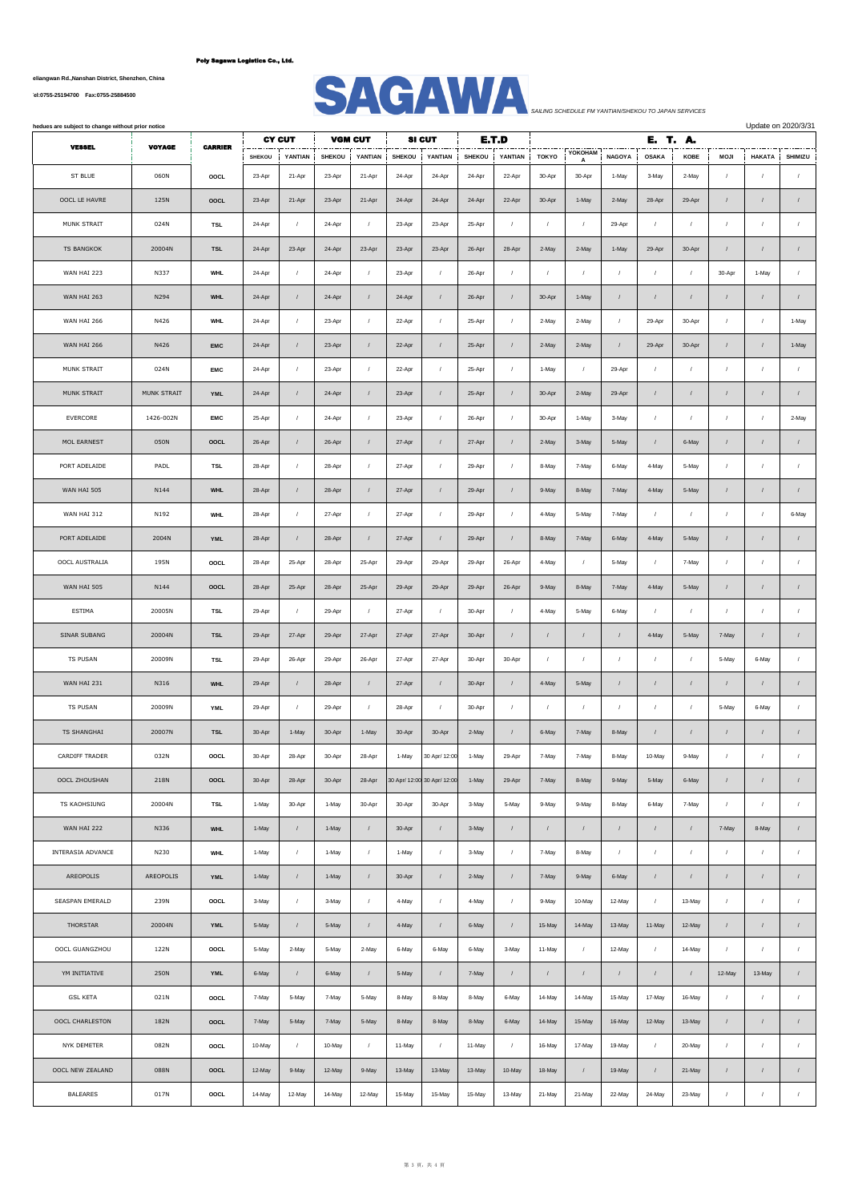**Poly Sagawa Logistics Co., Ltd.**

eliangwan Rd.,Nanshan District, Shenzhen, China

'el:0755-25194700 Fax:0755-25884500

# SAGAWA

*SAILING SCHEDULE FM YANTIAN/SHEKOU TO JAPAN SERVICES*

hedues are subject to change without prior notice

Update on 2020/3/31

| VESSEL | VOYAGE | CARRIER | CY CUT | | VGM CUT | | SI CUT | | E.T.D | | E. T. A. | | | | | | | |
|---|---|---|---|---|---|---|---|---|---|---|---|---|---|---|---|---|---|---|
| | | | SHEKOU | YANTIAN | SHEKOU | YANTIAN | SHEKOU | YANTIAN | SHEKOU | YANTIAN | TOKYO | YOKOHAMA | NAGOYA | OSAKA | KOBE | MOJI | HAKATA | SHIMIZU |
| ST BLUE | 060N | OOCL | 23-Apr | 21-Apr | 23-Apr | 21-Apr | 24-Apr | 24-Apr | 24-Apr | 22-Apr | 30-Apr | 30-Apr | 1-May | 3-May | 2-May | / | / | / |
| OOCL LE HAVRE | 125N | OOCL | 23-Apr | 21-Apr | 23-Apr | 21-Apr | 24-Apr | 24-Apr | 24-Apr | 22-Apr | 30-Apr | 1-May | 2-May | 28-Apr | 29-Apr | / | / | / |
| MUNK STRAIT | 024N | TSL | 24-Apr | / | 24-Apr | / | 23-Apr | 23-Apr | 25-Apr | / | / | / | 29-Apr | / | / | / | / | / |
| TS BANGKOK | 20004N | TSL | 24-Apr | 23-Apr | 24-Apr | 23-Apr | 23-Apr | 23-Apr | 26-Apr | 28-Apr | 2-May | 2-May | 1-May | 29-Apr | 30-Apr | / | / | / |
| WAN HAI 223 | N337 | WHL | 24-Apr | / | 24-Apr | / | 23-Apr | / | 26-Apr | / | / | / | / | / | / | 30-Apr | 1-May | / |
| WAN HAI 263 | N294 | WHL | 24-Apr | / | 24-Apr | / | 24-Apr | / | 26-Apr | / | 30-Apr | 1-May | / | / | / | / | / | / |
| WAN HAI 266 | N426 | WHL | 24-Apr | / | 23-Apr | / | 22-Apr | / | 25-Apr | / | 2-May | 2-May | / | 29-Apr | 30-Apr | / | / | 1-May |
| WAN HAI 266 | N426 | EMC | 24-Apr | / | 23-Apr | / | 22-Apr | / | 25-Apr | / | 2-May | 2-May | / | 29-Apr | 30-Apr | / | / | 1-May |
| MUNK STRAIT | 024N | EMC | 24-Apr | / | 23-Apr | / | 22-Apr | / | 25-Apr | / | 1-May | / | 29-Apr | / | / | / | / | / |
| MUNK STRAIT | MUNK STRAIT | YML | 24-Apr | / | 24-Apr | / | 23-Apr | / | 25-Apr | / | 30-Apr | 2-May | 29-Apr | / | / | / | / | / |
| EVERCORE | 1426-002N | EMC | 25-Apr | / | 24-Apr | / | 23-Apr | / | 26-Apr | / | 30-Apr | 1-May | 3-May | / | / | / | / | 2-May |
| MOL EARNEST | 050N | OOCL | 26-Apr | / | 26-Apr | / | 27-Apr | / | 27-Apr | / | 2-May | 3-May | 5-May | / | 6-May | / | / | / |
| PORT ADELAIDE | PADL | TSL | 28-Apr | / | 28-Apr | / | 27-Apr | / | 29-Apr | / | 8-May | 7-May | 6-May | 4-May | 5-May | / | / | / |
| WAN HAI 505 | N144 | WHL | 28-Apr | / | 28-Apr | / | 27-Apr | / | 29-Apr | / | 9-May | 8-May | 7-May | 4-May | 5-May | / | / | / |
| WAN HAI 312 | N192 | WHL | 28-Apr | / | 27-Apr | / | 27-Apr | / | 29-Apr | / | 4-May | 5-May | 7-May | / | / | / | / | 6-May |
| PORT ADELAIDE | 2004N | YML | 28-Apr | / | 28-Apr | / | 27-Apr | / | 29-Apr | / | 8-May | 7-May | 6-May | 4-May | 5-May | / | / | / |
| OOCL AUSTRALIA | 195N | OOCL | 28-Apr | 25-Apr | 28-Apr | 25-Apr | 29-Apr | 29-Apr | 29-Apr | 26-Apr | 4-May | / | 5-May | / | 7-May | / | / | / |
| WAN HAI 505 | N144 | OOCL | 28-Apr | 25-Apr | 28-Apr | 25-Apr | 29-Apr | 29-Apr | 29-Apr | 26-Apr | 9-May | 8-May | 7-May | 4-May | 5-May | / | / | / |
| ESTIMA | 20005N | TSL | 29-Apr | / | 29-Apr | / | 27-Apr | / | 30-Apr | / | 4-May | 5-May | 6-May | / | / | / | / | / |
| SINAR SUBANG | 20004N | TSL | 29-Apr | 27-Apr | 29-Apr | 27-Apr | 27-Apr | 27-Apr | 30-Apr | / | / | / | / | 4-May | 5-May | 7-May | / | / |
| TS PUSAN | 20009N | TSL | 29-Apr | 26-Apr | 29-Apr | 26-Apr | 27-Apr | 27-Apr | 30-Apr | 30-Apr | / | / | / | / | / | 5-May | 6-May | / |
| WAN HAI 231 | N316 | WHL | 29-Apr | / | 28-Apr | / | 27-Apr | / | 30-Apr | / | 4-May | 5-May | / | / | / | / | / | / |
| TS PUSAN | 20009N | YML | 29-Apr | / | 29-Apr | / | 28-Apr | / | 30-Apr | / | / | / | / | / | / | 5-May | 6-May | / |
| TS SHANGHAI | 20007N | TSL | 30-Apr | 1-May | 30-Apr | 1-May | 30-Apr | 30-Apr | 2-May | / | 6-May | 7-May | 8-May | / | / | / | / | / |
| CARDIFF TRADER | 032N | OOCL | 30-Apr | 28-Apr | 30-Apr | 28-Apr | 1-May | 30 Apr/ 12:00 | 1-May | 29-Apr | 7-May | 7-May | 8-May | 10-May | 9-May | / | / | / |
| OOCL ZHOUSHAN | 218N | OOCL | 30-Apr | 28-Apr | 30-Apr | 28-Apr | 30 Apr/ 12:00 | 30 Apr/ 12:00 | 1-May | 29-Apr | 7-May | 8-May | 9-May | 5-May | 6-May | / | / | / |
| TS KAOHSIUNG | 20004N | TSL | 1-May | 30-Apr | 1-May | 30-Apr | 30-Apr | 30-Apr | 3-May | 5-May | 9-May | 9-May | 8-May | 6-May | 7-May | / | / | / |
| WAN HAI 222 | N336 | WHL | 1-May | / | 1-May | / | 30-Apr | / | 3-May | / | / | / | / | / | / | 7-May | 8-May | / |
| INTERASIA ADVANCE | N230 | WHL | 1-May | / | 1-May | / | 1-May | / | 3-May | / | 7-May | 8-May | / | / | / | / | / | / |
| AREOPOLIS | AREOPOLIS | YML | 1-May | / | 1-May | / | 30-Apr | / | 2-May | / | 7-May | 9-May | 6-May | / | / | / | / | / |
| SEASPAN EMERALD | 239N | OOCL | 3-May | / | 3-May | / | 4-May | / | 4-May | / | 9-May | 10-May | 12-May | / | 13-May | / | / | / |
| THORSTAR | 20004N | YML | 5-May | / | 5-May | / | 4-May | / | 6-May | / | 15-May | 14-May | 13-May | 11-May | 12-May | / | / | / |
| OOCL GUANGZHOU | 122N | OOCL | 5-May | 2-May | 5-May | 2-May | 6-May | 6-May | 6-May | 3-May | 11-May | / | 12-May | / | 14-May | / | / | / |
| YM INITIATIVE | 250N | YML | 6-May | / | 6-May | / | 5-May | / | 7-May | / | / | / | / | / | / | 12-May | 13-May | / |
| GSL KETA | 021N | OOCL | 7-May | 5-May | 7-May | 5-May | 8-May | 8-May | 8-May | 6-May | 14-May | 14-May | 15-May | 17-May | 16-May | / | / | / |
| OOCL CHARLESTON | 182N | OOCL | 7-May | 5-May | 7-May | 5-May | 8-May | 8-May | 8-May | 6-May | 14-May | 15-May | 16-May | 12-May | 13-May | / | / | / |
| NYK DEMETER | 082N | OOCL | 10-May | / | 10-May | / | 11-May | / | 11-May | / | 16-May | 17-May | 19-May | / | 20-May | / | / | / |
| OOCL NEW ZEALAND | 088N | OOCL | 12-May | 9-May | 12-May | 9-May | 13-May | 13-May | 13-May | 10-May | 18-May | / | 19-May | / | 21-May | / | / | / |
| BALEARES | 017N | OOCL | 14-May | 12-May | 14-May | 12-May | 15-May | 15-May | 15-May | 13-May | 21-May | 21-May | 22-May | 24-May | 23-May | / | / | / |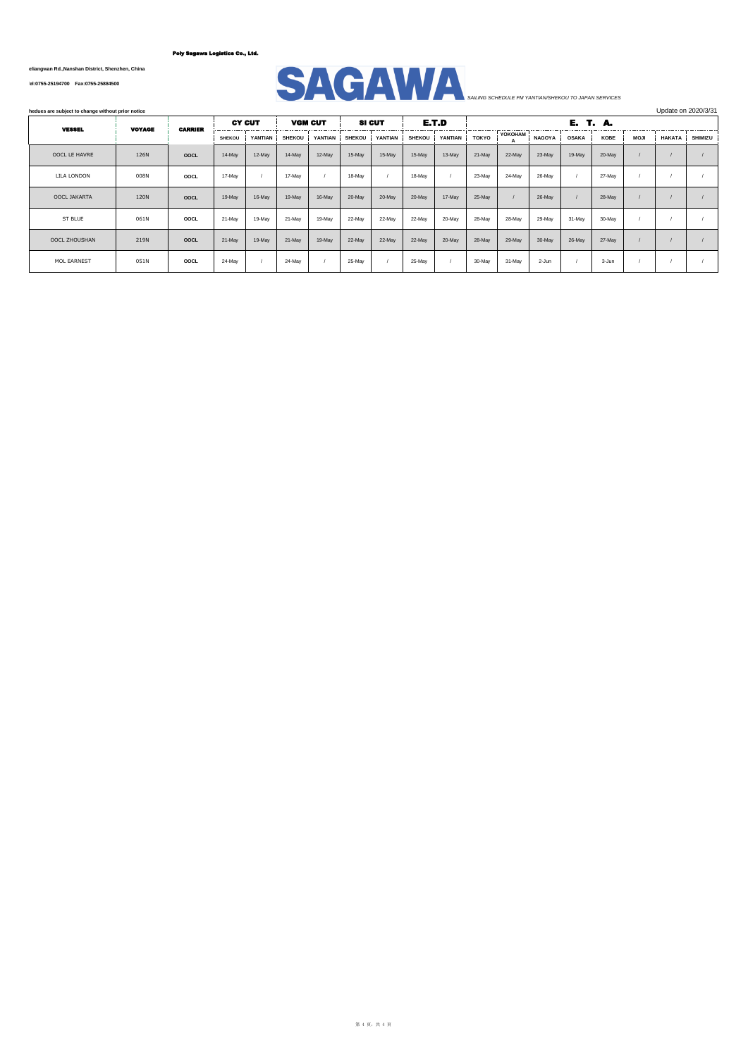**Poly Sagawa Logistics Co., Ltd.**

eliangwan Rd.,Nanshan District, Shenzhen, China

'el:0755-25194700 Fax:0755-25884500

# SAGAWA

*SAILING SCHEDULE FM YANTIAN/SHEKOU TO JAPAN SERVICES*

hedues are subject to change without prior notice

Update on 2020/3/31

| VESSEL | VOYAGE | CARRIER | CY CUT | | VGM CUT | | SI CUT | | E.T.D | | E. T. A. | | | | | | | | |
|---|---|---|---|---|---|---|---|---|---|---|---|---|---|---|---|---|---|---|---|
| | | | SHEKOU | YANTIAN | SHEKOU | YANTIAN | SHEKOU | YANTIAN | SHEKOU | YANTIAN | TOKYO | YOKOHAMA | NAGOYA | OSAKA | KOBE | MOJI | HAKATA | SHIMIZU |
| OOCL LE HAVRE | 126N | OOCL | 14-May | 12-May | 14-May | 12-May | 15-May | 15-May | 15-May | 13-May | 21-May | 22-May | 23-May | 19-May | 20-May | / | / | / |
| LILA LONDON | 008N | OOCL | 17-May | / | 17-May | / | 18-May | / | 18-May | / | 23-May | 24-May | 26-May | / | 27-May | / | / | / |
| OOCL JAKARTA | 120N | OOCL | 19-May | 16-May | 19-May | 16-May | 20-May | 20-May | 20-May | 17-May | 25-May | / | 26-May | / | 28-May | / | / | / |
| ST BLUE | 061N | OOCL | 21-May | 19-May | 21-May | 19-May | 22-May | 22-May | 22-May | 20-May | 28-May | 28-May | 29-May | 31-May | 30-May | / | / | / |
| OOCL ZHOUSHAN | 219N | OOCL | 21-May | 19-May | 21-May | 19-May | 22-May | 22-May | 22-May | 20-May | 28-May | 29-May | 30-May | 26-May | 27-May | / | / | / |
| MOL EARNEST | 051N | OOCL | 24-May | / | 24-May | / | 25-May | / | 25-May | / | 30-May | 31-May | 2-Jun | / | 3-Jun | / | / | / |